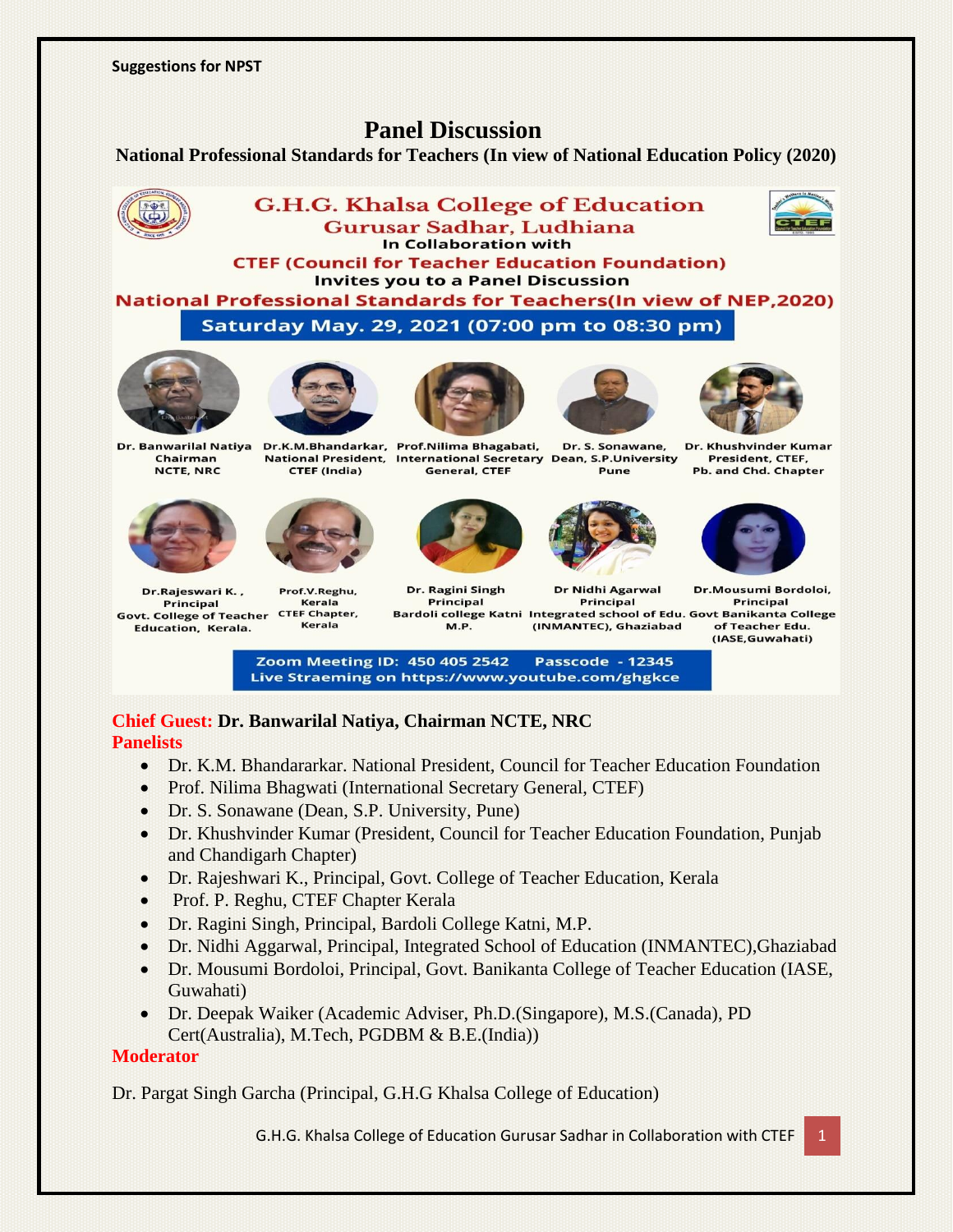Suggestions for NPST

# Panel Discussion

**National Professional Standards for Teachers (In view of National Education Policy (2020)**

G.H.G. Khalsa College of Education
Gurusar Sadhar, Ludhiana
In Collaboration with
CTEF (Council for Teacher Education Foundation)
Invites you to a Panel Discussion
National Professional Standards for Teachers(In view of NEP,2020)
Saturday May. 29, 2021 (07:00 pm to 08:30 pm)

Dr. Banwarilal Natiya, Chairman, NCTE, NRC
Dr.K.M.Bhandarkar, National President, CTEF (India)
Prof.Nilima Bhagabati, International Secretary General, CTEF
Dr. S. Sonawane, Dean, S.P.University Pune
Dr. Khushvinder Kumar, President, CTEF, Pb. and Chd. Chapter
Dr.Rajeswari K., Principal, Govt. College of Teacher Education, Kerala.
Prof.V.Reghu, Kerala, CTEF Chapter, Kerala
Dr. Ragini Singh, Principal, Bardoli college Katni M.P.
Dr Nidhi Agarwal, Principal, Integrated school of Edu. (INMANTEC), Ghaziabad
Dr.Mousumi Bordoloi, Principal, Govt Banikanta College of Teacher Edu. (IASE,Guwahati)

Zoom Meeting ID: 450 405 2542 Passcode - 12345
Live Straeming on https://www.youtube.com/ghgkce

**Chief Guest: Dr. Banwarilal Natiya, Chairman NCTE, NRC**

**Panelists**

- Dr. K.M. Bhandararkar. National President, Council for Teacher Education Foundation
- Prof. Nilima Bhagwati (International Secretary General, CTEF)
- Dr. S. Sonawane (Dean, S.P. University, Pune)
- Dr. Khushvinder Kumar (President, Council for Teacher Education Foundation, Punjab and Chandigarh Chapter)
- Dr. Rajeshwari K., Principal, Govt. College of Teacher Education, Kerala
- Prof. P. Reghu, CTEF Chapter Kerala
- Dr. Ragini Singh, Principal, Bardoli College Katni, M.P.
- Dr. Nidhi Aggarwal, Principal, Integrated School of Education (INMANTEC),Ghaziabad
- Dr. Mousumi Bordoloi, Principal, Govt. Banikanta College of Teacher Education (IASE, Guwahati)
- Dr. Deepak Waiker (Academic Adviser, Ph.D.(Singapore), M.S.(Canada), PD Cert(Australia), M.Tech, PGDBM & B.E.(India))

**Moderator**

Dr. Pargat Singh Garcha (Principal, G.H.G Khalsa College of Education)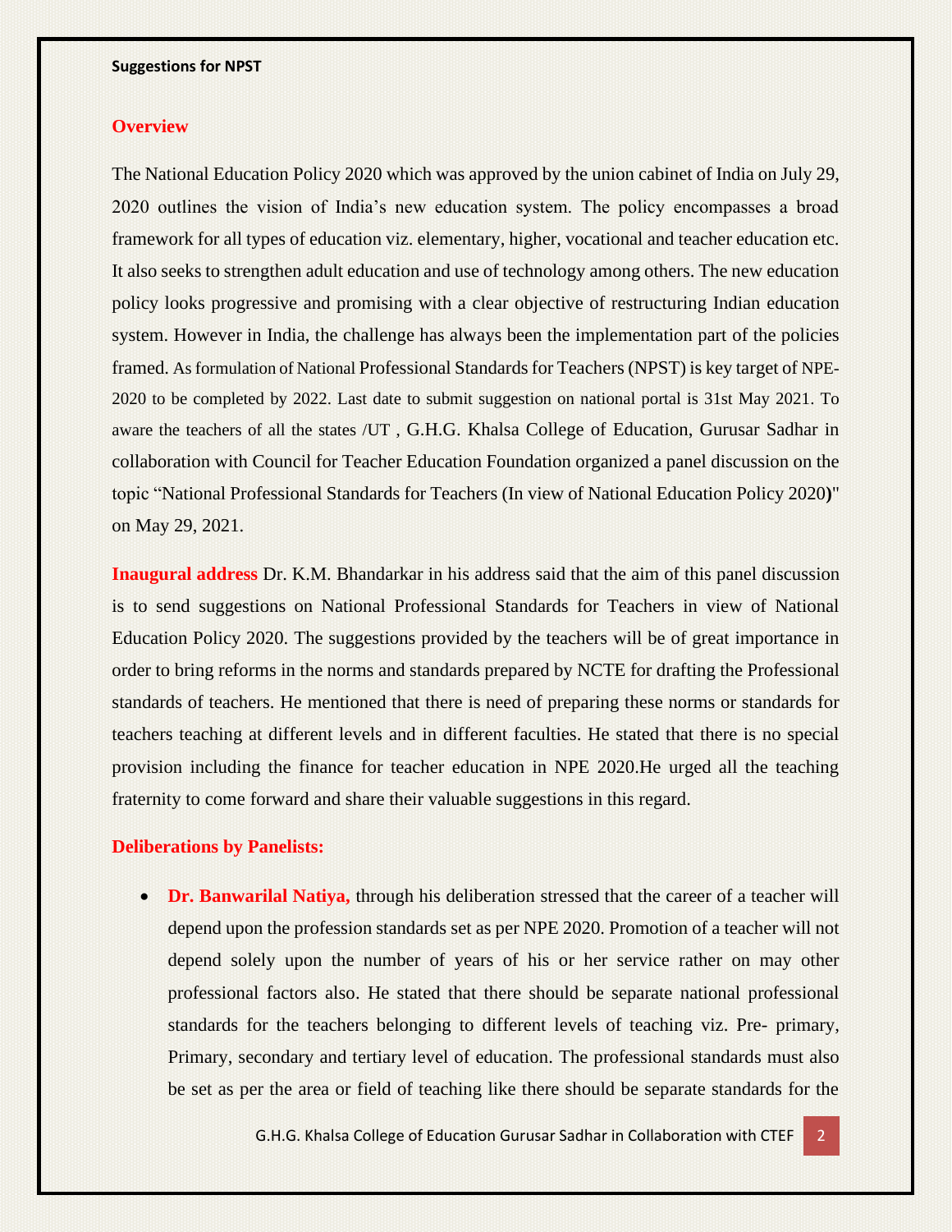## Overview

The National Education Policy 2020 which was approved by the union cabinet of India on July 29, 2020 outlines the vision of India's new education system. The policy encompasses a broad framework for all types of education viz. elementary, higher, vocational and teacher education etc. It also seeks to strengthen adult education and use of technology among others. The new education policy looks progressive and promising with a clear objective of restructuring Indian education system. However in India, the challenge has always been the implementation part of the policies framed. As formulation of National Professional Standards for Teachers (NPST) is key target of NPE-2020 to be completed by 2022. Last date to submit suggestion on national portal is 31st May 2021. To aware the teachers of all the states /UT , G.H.G. Khalsa College of Education, Gurusar Sadhar in collaboration with Council for Teacher Education Foundation organized a panel discussion on the topic "National Professional Standards for Teachers (In view of National Education Policy 2020)" on May 29, 2021.

**Inaugural address** Dr. K.M. Bhandarkar in his address said that the aim of this panel discussion is to send suggestions on National Professional Standards for Teachers in view of National Education Policy 2020. The suggestions provided by the teachers will be of great importance in order to bring reforms in the norms and standards prepared by NCTE for drafting the Professional standards of teachers. He mentioned that there is need of preparing these norms or standards for teachers teaching at different levels and in different faculties. He stated that there is no special provision including the finance for teacher education in NPE 2020.He urged all the teaching fraternity to come forward and share their valuable suggestions in this regard.

## Deliberations by Panelists:

- **Dr. Banwarilal Natiya,** through his deliberation stressed that the career of a teacher will depend upon the profession standards set as per NPE 2020. Promotion of a teacher will not depend solely upon the number of years of his or her service rather on may other professional factors also. He stated that there should be separate national professional standards for the teachers belonging to different levels of teaching viz. Pre- primary, Primary, secondary and tertiary level of education. The professional standards must also be set as per the area or field of teaching like there should be separate standards for the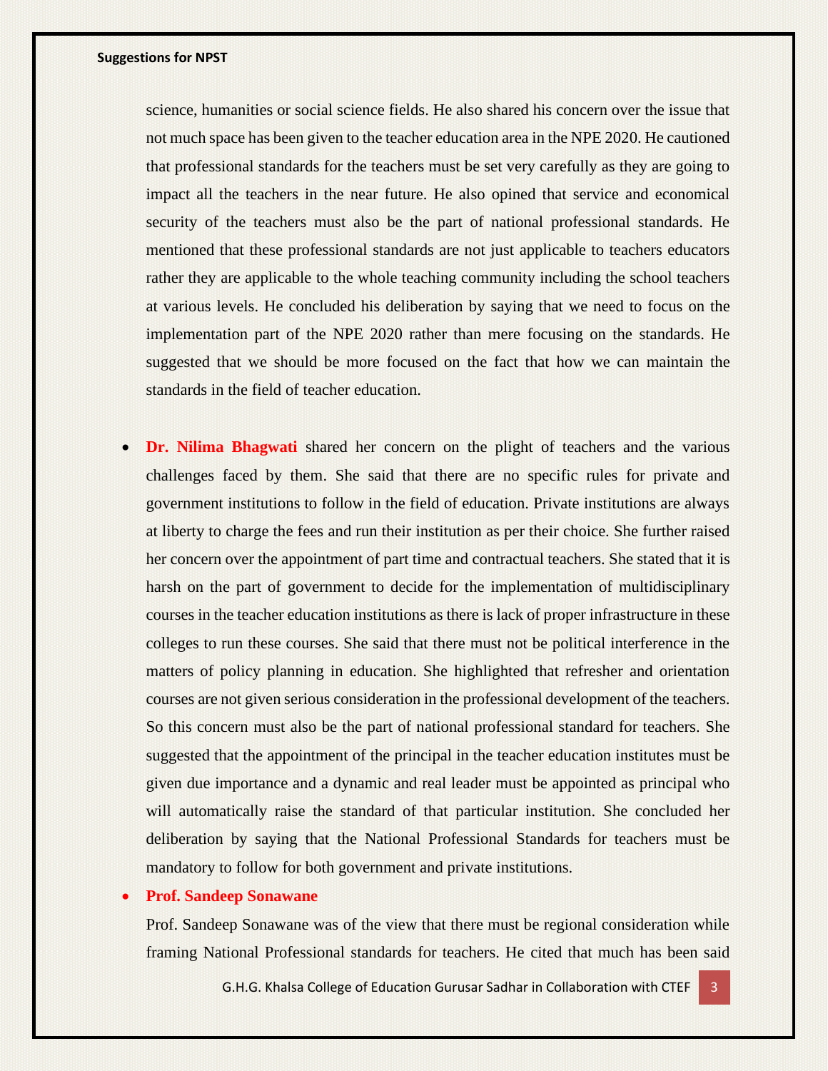science, humanities or social science fields. He also shared his concern over the issue that not much space has been given to the teacher education area in the NPE 2020. He cautioned that professional standards for the teachers must be set very carefully as they are going to impact all the teachers in the near future. He also opined that service and economical security of the teachers must also be the part of national professional standards. He mentioned that these professional standards are not just applicable to teachers educators rather they are applicable to the whole teaching community including the school teachers at various levels. He concluded his deliberation by saying that we need to focus on the implementation part of the NPE 2020 rather than mere focusing on the standards. He suggested that we should be more focused on the fact that how we can maintain the standards in the field of teacher education.

- **Dr. Nilima Bhagwati** shared her concern on the plight of teachers and the various challenges faced by them. She said that there are no specific rules for private and government institutions to follow in the field of education. Private institutions are always at liberty to charge the fees and run their institution as per their choice. She further raised her concern over the appointment of part time and contractual teachers. She stated that it is harsh on the part of government to decide for the implementation of multidisciplinary courses in the teacher education institutions as there is lack of proper infrastructure in these colleges to run these courses. She said that there must not be political interference in the matters of policy planning in education. She highlighted that refresher and orientation courses are not given serious consideration in the professional development of the teachers. So this concern must also be the part of national professional standard for teachers. She suggested that the appointment of the principal in the teacher education institutes must be given due importance and a dynamic and real leader must be appointed as principal who will automatically raise the standard of that particular institution. She concluded her deliberation by saying that the National Professional Standards for teachers must be mandatory to follow for both government and private institutions.
- **Prof. Sandeep Sonawane**

  Prof. Sandeep Sonawane was of the view that there must be regional consideration while framing National Professional standards for teachers. He cited that much has been said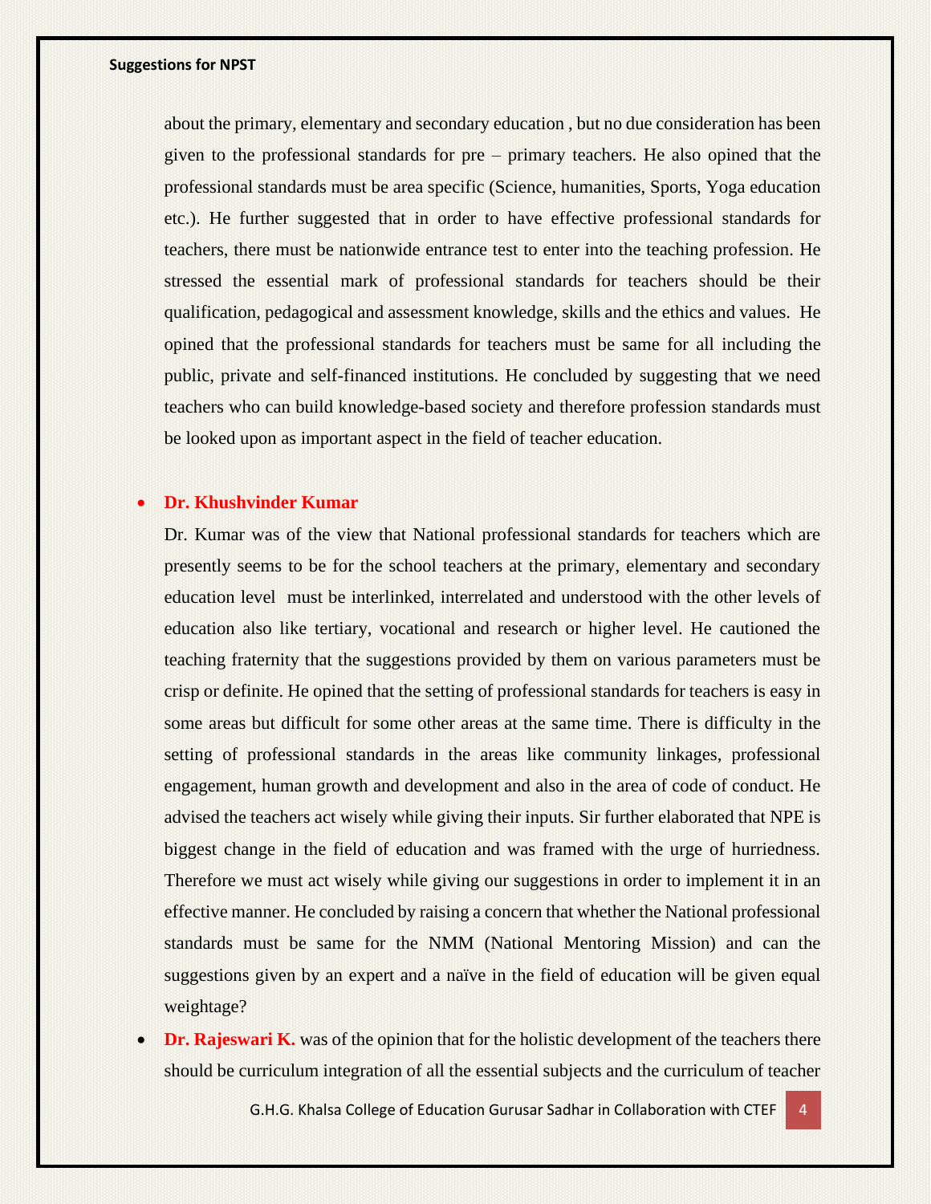about the primary, elementary and secondary education , but no due consideration has been given to the professional standards for pre – primary teachers. He also opined that the professional standards must be area specific (Science, humanities, Sports, Yoga education etc.). He further suggested that in order to have effective professional standards for teachers, there must be nationwide entrance test to enter into the teaching profession. He stressed the essential mark of professional standards for teachers should be their qualification, pedagogical and assessment knowledge, skills and the ethics and values. He opined that the professional standards for teachers must be same for all including the public, private and self-financed institutions. He concluded by suggesting that we need teachers who can build knowledge-based society and therefore profession standards must be looked upon as important aspect in the field of teacher education.

- **Dr. Khushvinder Kumar**

  Dr. Kumar was of the view that National professional standards for teachers which are presently seems to be for the school teachers at the primary, elementary and secondary education level must be interlinked, interrelated and understood with the other levels of education also like tertiary, vocational and research or higher level. He cautioned the teaching fraternity that the suggestions provided by them on various parameters must be crisp or definite. He opined that the setting of professional standards for teachers is easy in some areas but difficult for some other areas at the same time. There is difficulty in the setting of professional standards in the areas like community linkages, professional engagement, human growth and development and also in the area of code of conduct. He advised the teachers act wisely while giving their inputs. Sir further elaborated that NPE is biggest change in the field of education and was framed with the urge of hurriedness. Therefore we must act wisely while giving our suggestions in order to implement it in an effective manner. He concluded by raising a concern that whether the National professional standards must be same for the NMM (National Mentoring Mission) and can the suggestions given by an expert and a naïve in the field of education will be given equal weightage?

- **Dr. Rajeswari K.** was of the opinion that for the holistic development of the teachers there should be curriculum integration of all the essential subjects and the curriculum of teacher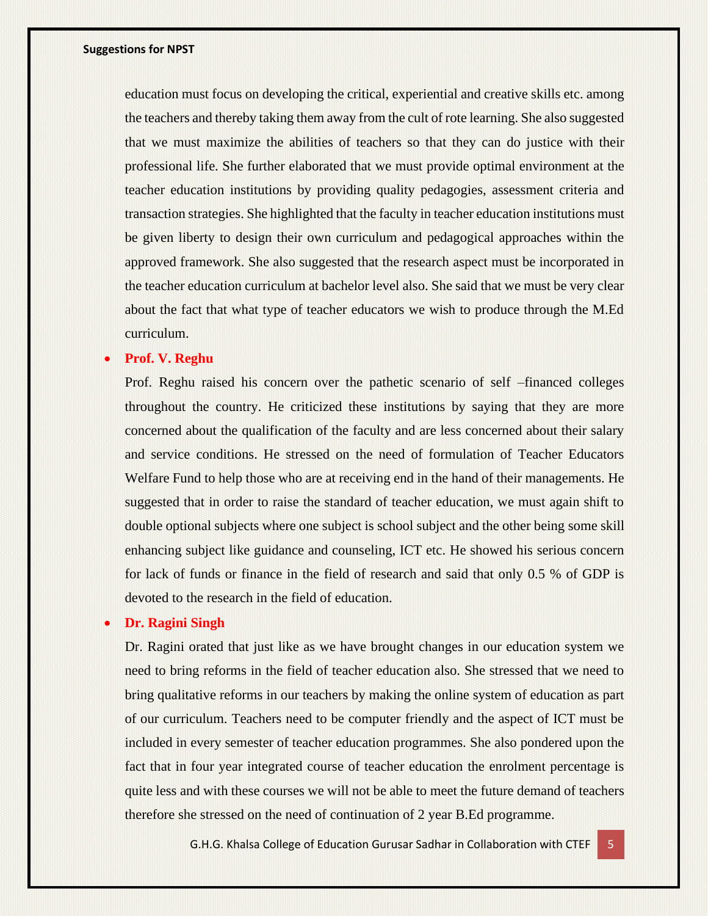education must focus on developing the critical, experiential and creative skills etc. among the teachers and thereby taking them away from the cult of rote learning. She also suggested that we must maximize the abilities of teachers so that they can do justice with their professional life. She further elaborated that we must provide optimal environment at the teacher education institutions by providing quality pedagogies, assessment criteria and transaction strategies. She highlighted that the faculty in teacher education institutions must be given liberty to design their own curriculum and pedagogical approaches within the approved framework. She also suggested that the research aspect must be incorporated in the teacher education curriculum at bachelor level also. She said that we must be very clear about the fact that what type of teacher educators we wish to produce through the M.Ed curriculum.

- **Prof. V. Reghu**

  Prof. Reghu raised his concern over the pathetic scenario of self –financed colleges throughout the country. He criticized these institutions by saying that they are more concerned about the qualification of the faculty and are less concerned about their salary and service conditions. He stressed on the need of formulation of Teacher Educators Welfare Fund to help those who are at receiving end in the hand of their managements. He suggested that in order to raise the standard of teacher education, we must again shift to double optional subjects where one subject is school subject and the other being some skill enhancing subject like guidance and counseling, ICT etc. He showed his serious concern for lack of funds or finance in the field of research and said that only 0.5 % of GDP is devoted to the research in the field of education.

- **Dr. Ragini Singh**

  Dr. Ragini orated that just like as we have brought changes in our education system we need to bring reforms in the field of teacher education also. She stressed that we need to bring qualitative reforms in our teachers by making the online system of education as part of our curriculum. Teachers need to be computer friendly and the aspect of ICT must be included in every semester of teacher education programmes. She also pondered upon the fact that in four year integrated course of teacher education the enrolment percentage is quite less and with these courses we will not be able to meet the future demand of teachers therefore she stressed on the need of continuation of 2 year B.Ed programme.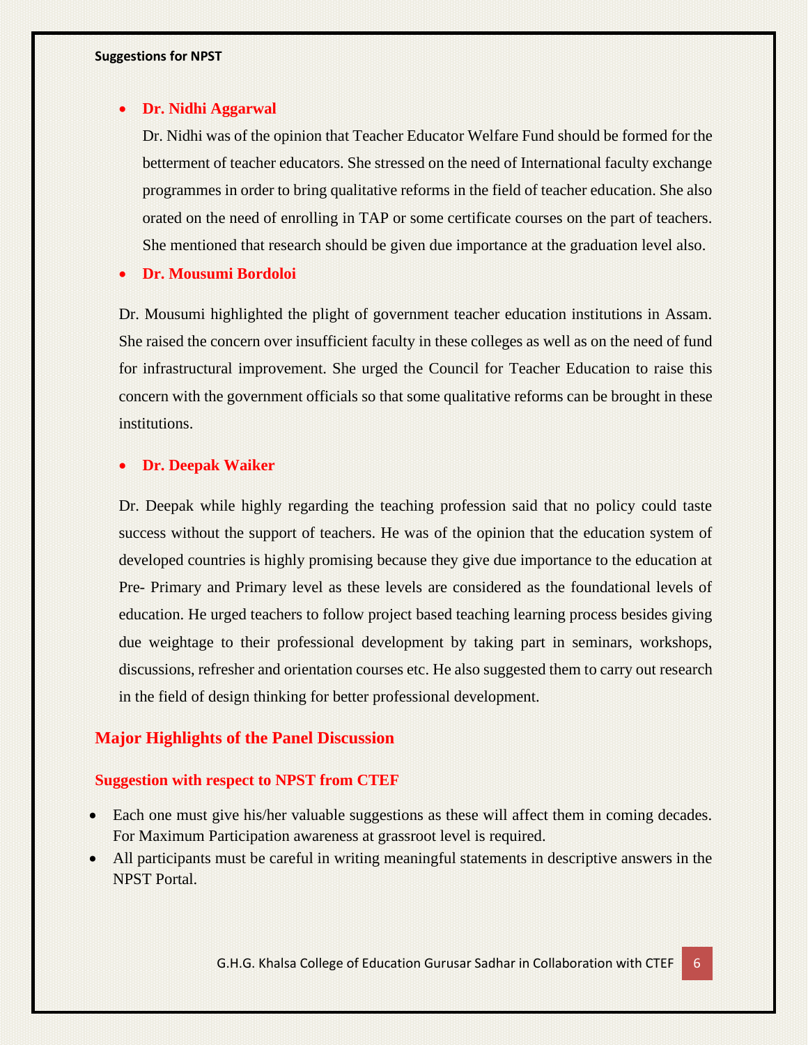- **Dr. Nidhi Aggarwal**

  Dr. Nidhi was of the opinion that Teacher Educator Welfare Fund should be formed for the betterment of teacher educators. She stressed on the need of International faculty exchange programmes in order to bring qualitative reforms in the field of teacher education. She also orated on the need of enrolling in TAP or some certificate courses on the part of teachers. She mentioned that research should be given due importance at the graduation level also.

- **Dr. Mousumi Bordoloi**

Dr. Mousumi highlighted the plight of government teacher education institutions in Assam. She raised the concern over insufficient faculty in these colleges as well as on the need of fund for infrastructural improvement. She urged the Council for Teacher Education to raise this concern with the government officials so that some qualitative reforms can be brought in these institutions.

- **Dr. Deepak Waiker**

Dr. Deepak while highly regarding the teaching profession said that no policy could taste success without the support of teachers. He was of the opinion that the education system of developed countries is highly promising because they give due importance to the education at Pre- Primary and Primary level as these levels are considered as the foundational levels of education. He urged teachers to follow project based teaching learning process besides giving due weightage to their professional development by taking part in seminars, workshops, discussions, refresher and orientation courses etc. He also suggested them to carry out research in the field of design thinking for better professional development.

## Major Highlights of the Panel Discussion

### Suggestion with respect to NPST from CTEF

- Each one must give his/her valuable suggestions as these will affect them in coming decades. For Maximum Participation awareness at grassroot level is required.
- All participants must be careful in writing meaningful statements in descriptive answers in the NPST Portal.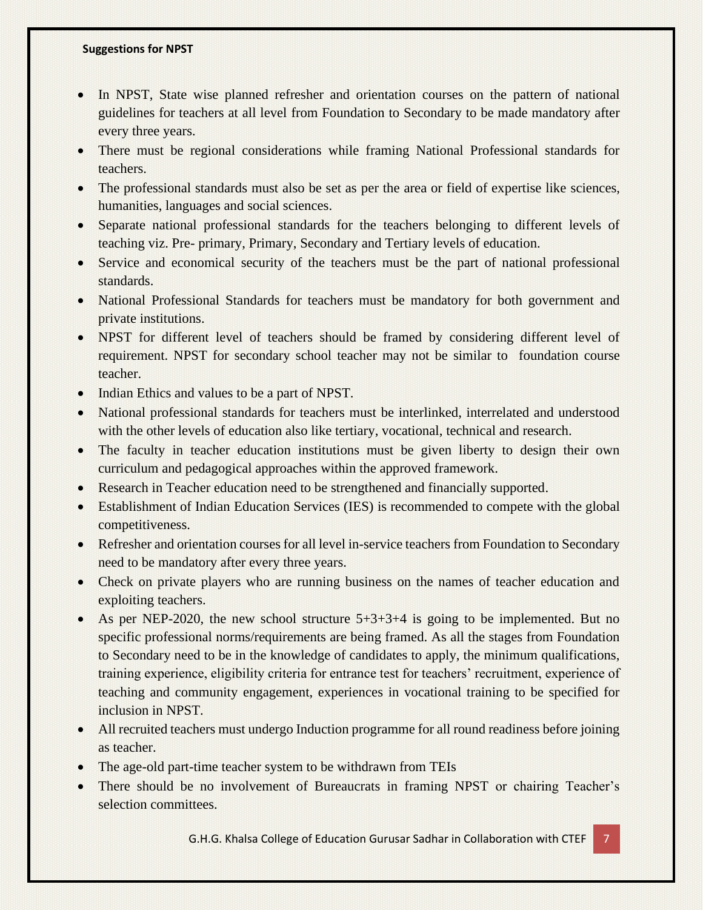**Suggestions for NPST**

- In NPST, State wise planned refresher and orientation courses on the pattern of national guidelines for teachers at all level from Foundation to Secondary to be made mandatory after every three years.
- There must be regional considerations while framing National Professional standards for teachers.
- The professional standards must also be set as per the area or field of expertise like sciences, humanities, languages and social sciences.
- Separate national professional standards for the teachers belonging to different levels of teaching viz. Pre- primary, Primary, Secondary and Tertiary levels of education.
- Service and economical security of the teachers must be the part of national professional standards.
- National Professional Standards for teachers must be mandatory for both government and private institutions.
- NPST for different level of teachers should be framed by considering different level of requirement. NPST for secondary school teacher may not be similar to foundation course teacher.
- Indian Ethics and values to be a part of NPST.
- National professional standards for teachers must be interlinked, interrelated and understood with the other levels of education also like tertiary, vocational, technical and research.
- The faculty in teacher education institutions must be given liberty to design their own curriculum and pedagogical approaches within the approved framework.
- Research in Teacher education need to be strengthened and financially supported.
- Establishment of Indian Education Services (IES) is recommended to compete with the global competitiveness.
- Refresher and orientation courses for all level in-service teachers from Foundation to Secondary need to be mandatory after every three years.
- Check on private players who are running business on the names of teacher education and exploiting teachers.
- As per NEP-2020, the new school structure 5+3+3+4 is going to be implemented. But no specific professional norms/requirements are being framed. As all the stages from Foundation to Secondary need to be in the knowledge of candidates to apply, the minimum qualifications, training experience, eligibility criteria for entrance test for teachers' recruitment, experience of teaching and community engagement, experiences in vocational training to be specified for inclusion in NPST.
- All recruited teachers must undergo Induction programme for all round readiness before joining as teacher.
- The age-old part-time teacher system to be withdrawn from TEIs
- There should be no involvement of Bureaucrats in framing NPST or chairing Teacher's selection committees.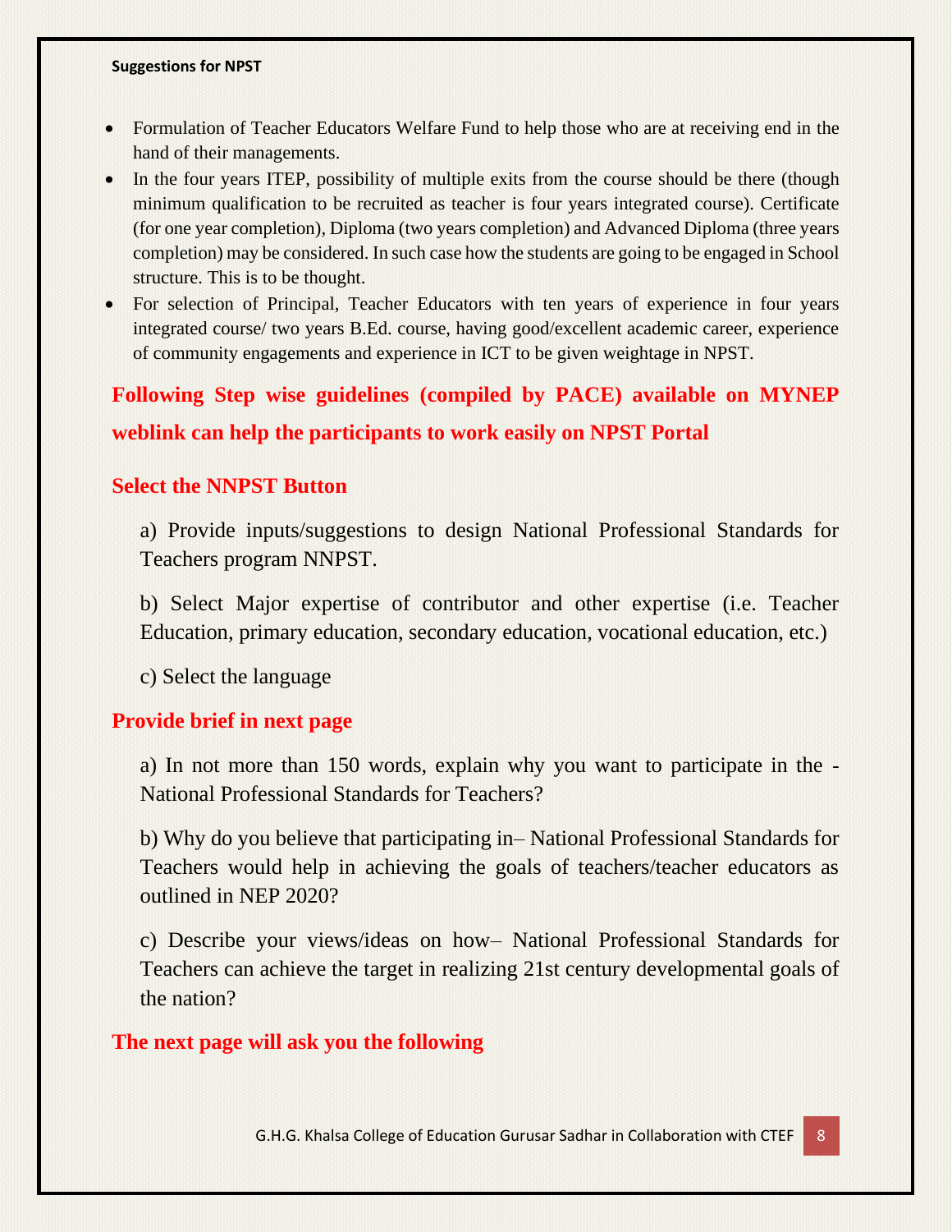**Suggestions for NPST**

- Formulation of Teacher Educators Welfare Fund to help those who are at receiving end in the hand of their managements.
- In the four years ITEP, possibility of multiple exits from the course should be there (though minimum qualification to be recruited as teacher is four years integrated course). Certificate (for one year completion), Diploma (two years completion) and Advanced Diploma (three years completion) may be considered. In such case how the students are going to be engaged in School structure. This is to be thought.
- For selection of Principal, Teacher Educators with ten years of experience in four years integrated course/ two years B.Ed. course, having good/excellent academic career, experience of community engagements and experience in ICT to be given weightage in NPST.

## Following Step wise guidelines (compiled by PACE) available on MYNEP weblink can help the participants to work easily on NPST Portal

### Select the NNPST Button

a) Provide inputs/suggestions to design National Professional Standards for Teachers program NNPST.

b) Select Major expertise of contributor and other expertise (i.e. Teacher Education, primary education, secondary education, vocational education, etc.)

c) Select the language

### Provide brief in next page

a) In not more than 150 words, explain why you want to participate in the - National Professional Standards for Teachers?

b) Why do you believe that participating in– National Professional Standards for Teachers would help in achieving the goals of teachers/teacher educators as outlined in NEP 2020?

c) Describe your views/ideas on how– National Professional Standards for Teachers can achieve the target in realizing 21st century developmental goals of the nation?

### The next page will ask you the following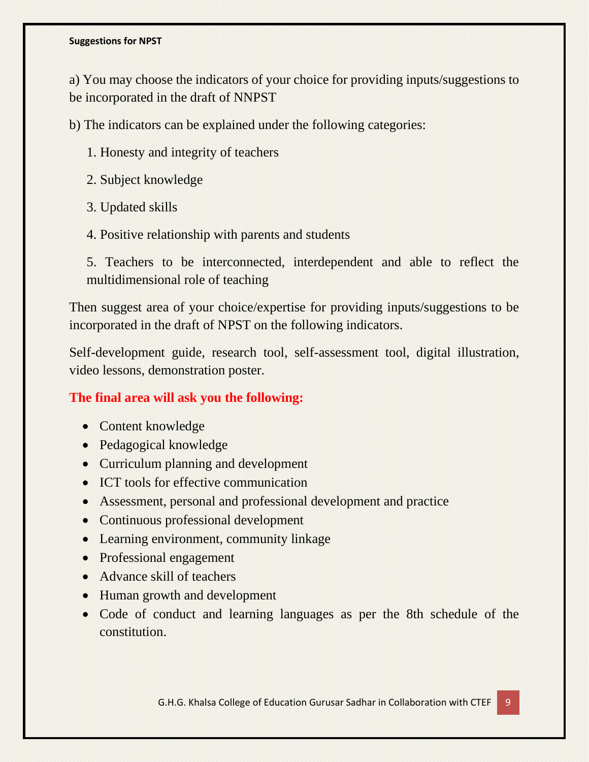**Suggestions for NPST**

a) You may choose the indicators of your choice for providing inputs/suggestions to be incorporated in the draft of NNPST

b) The indicators can be explained under the following categories:

1. Honesty and integrity of teachers
2. Subject knowledge
3. Updated skills
4. Positive relationship with parents and students
5. Teachers to be interconnected, interdependent and able to reflect the multidimensional role of teaching

Then suggest area of your choice/expertise for providing inputs/suggestions to be incorporated in the draft of NPST on the following indicators.

Self-development guide, research tool, self-assessment tool, digital illustration, video lessons, demonstration poster.

**The final area will ask you the following:**

- Content knowledge
- Pedagogical knowledge
- Curriculum planning and development
- ICT tools for effective communication
- Assessment, personal and professional development and practice
- Continuous professional development
- Learning environment, community linkage
- Professional engagement
- Advance skill of teachers
- Human growth and development
- Code of conduct and learning languages as per the 8th schedule of the constitution.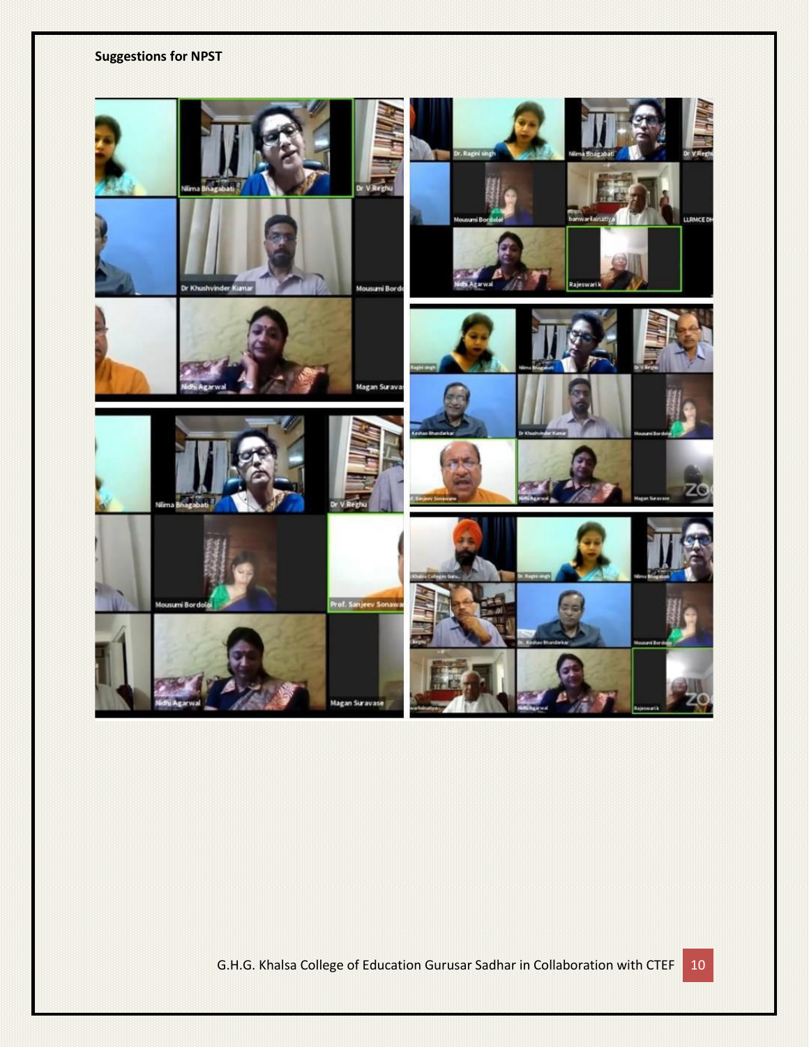**Suggestions for NPST**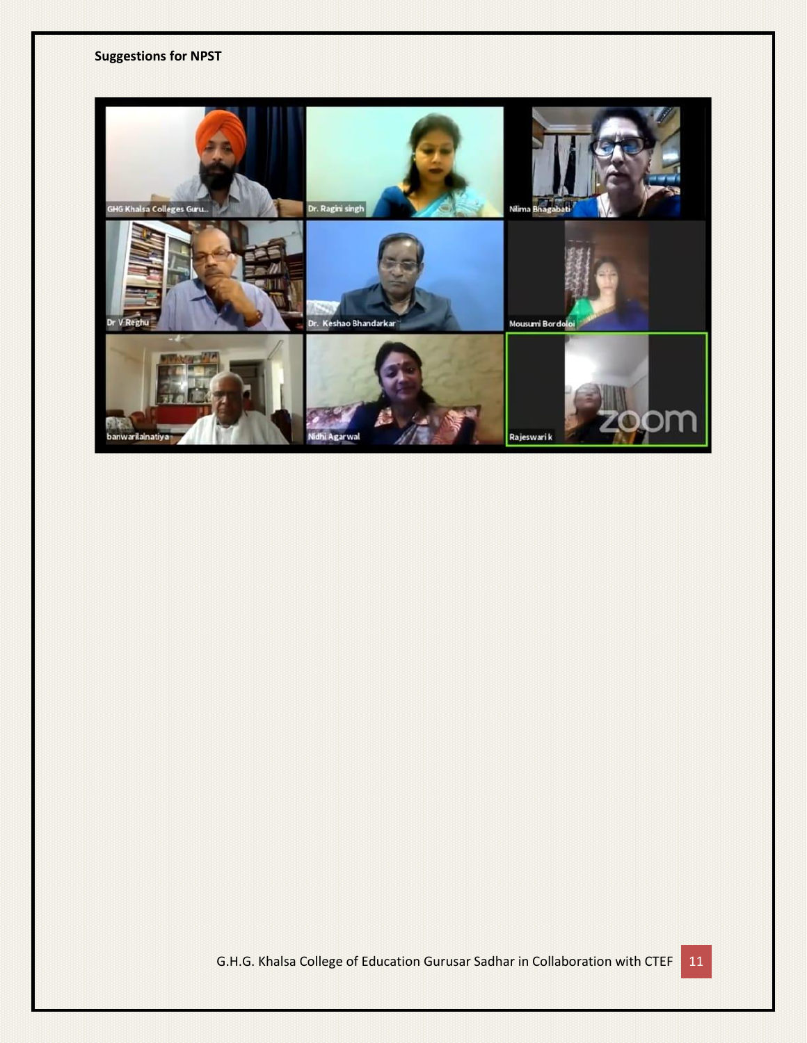**Suggestions for NPST**